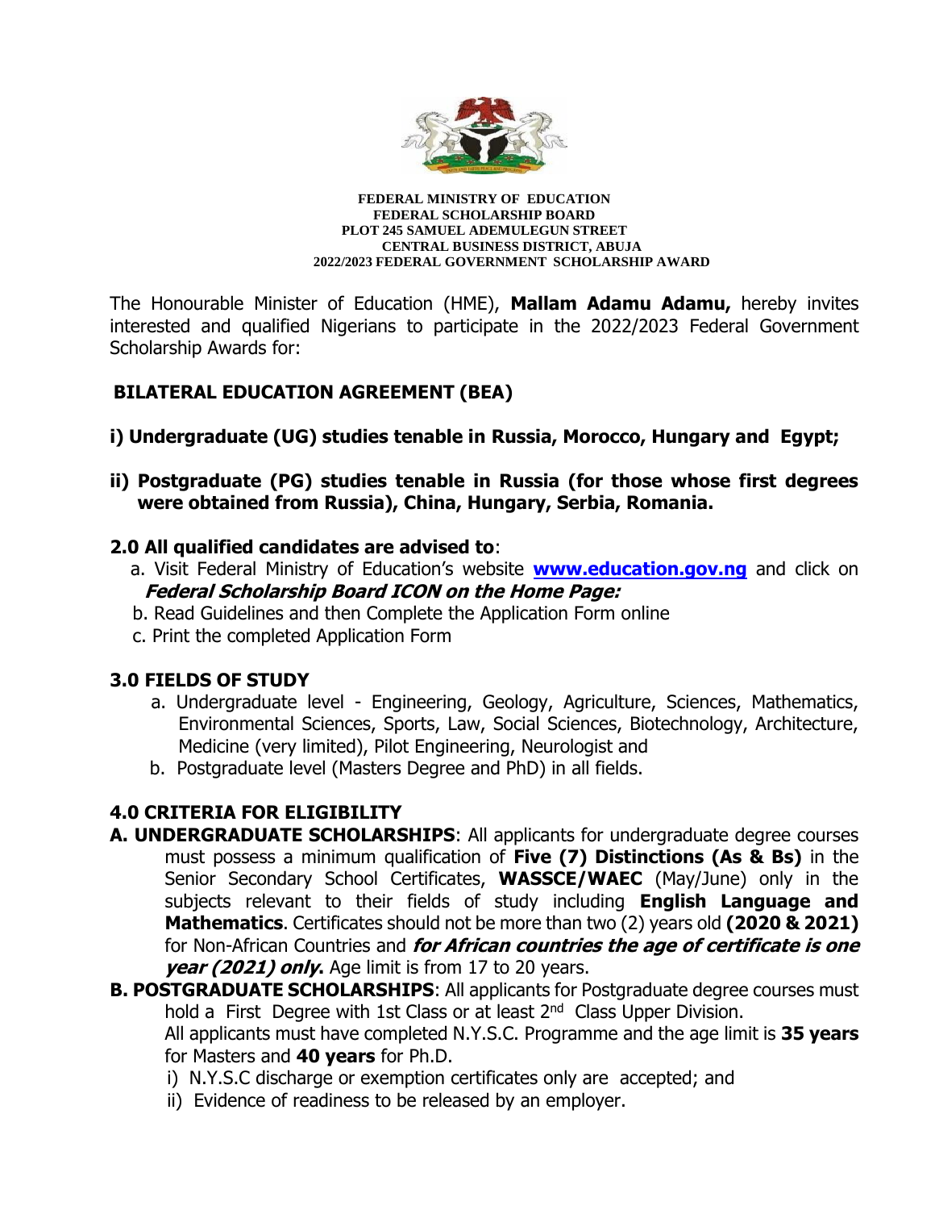**FEDERAL MINISTRY OF EDUCATION**
**FEDERAL SCHOLARSHIP BOARD**
**PLOT 245 SAMUEL ADEMULEGUN STREET**
**CENTRAL BUSINESS DISTRICT, ABUJA**
**2022/2023 FEDERAL GOVERNMENT SCHOLARSHIP AWARD**

The Honourable Minister of Education (HME), **Mallam Adamu Adamu,** hereby invites interested and qualified Nigerians to participate in the 2022/2023 Federal Government Scholarship Awards for:

## BILATERAL EDUCATION AGREEMENT (BEA)

**i) Undergraduate (UG) studies tenable in Russia, Morocco, Hungary and Egypt;**

**ii) Postgraduate (PG) studies tenable in Russia (for those whose first degrees were obtained from Russia), China, Hungary, Serbia, Romania.**

### 2.0 All qualified candidates are advised to:

a. Visit Federal Ministry of Education's website **www.education.gov.ng** and click on ***Federal Scholarship Board ICON on the Home Page:***

b. Read Guidelines and then Complete the Application Form online

c. Print the completed Application Form

### 3.0 FIELDS OF STUDY

a. Undergraduate level - Engineering, Geology, Agriculture, Sciences, Mathematics, Environmental Sciences, Sports, Law, Social Sciences, Biotechnology, Architecture, Medicine (very limited), Pilot Engineering, Neurologist and

b. Postgraduate level (Masters Degree and PhD) in all fields.

### 4.0 CRITERIA FOR ELIGIBILITY

**A. UNDERGRADUATE SCHOLARSHIPS**: All applicants for undergraduate degree courses must possess a minimum qualification of **Five (7) Distinctions (As & Bs)** in the Senior Secondary School Certificates, **WASSCE/WAEC** (May/June) only in the subjects relevant to their fields of study including **English Language and Mathematics**. Certificates should not be more than two (2) years old **(2020 & 2021)** for Non-African Countries and ***for African countries the age of certificate is one year (2021) only.*** Age limit is from 17 to 20 years.

**B. POSTGRADUATE SCHOLARSHIPS**: All applicants for Postgraduate degree courses must hold a First Degree with 1st Class or at least 2nd Class Upper Division.

All applicants must have completed N.Y.S.C. Programme and the age limit is **35 years** for Masters and **40 years** for Ph.D.

i) N.Y.S.C discharge or exemption certificates only are accepted; and

ii) Evidence of readiness to be released by an employer.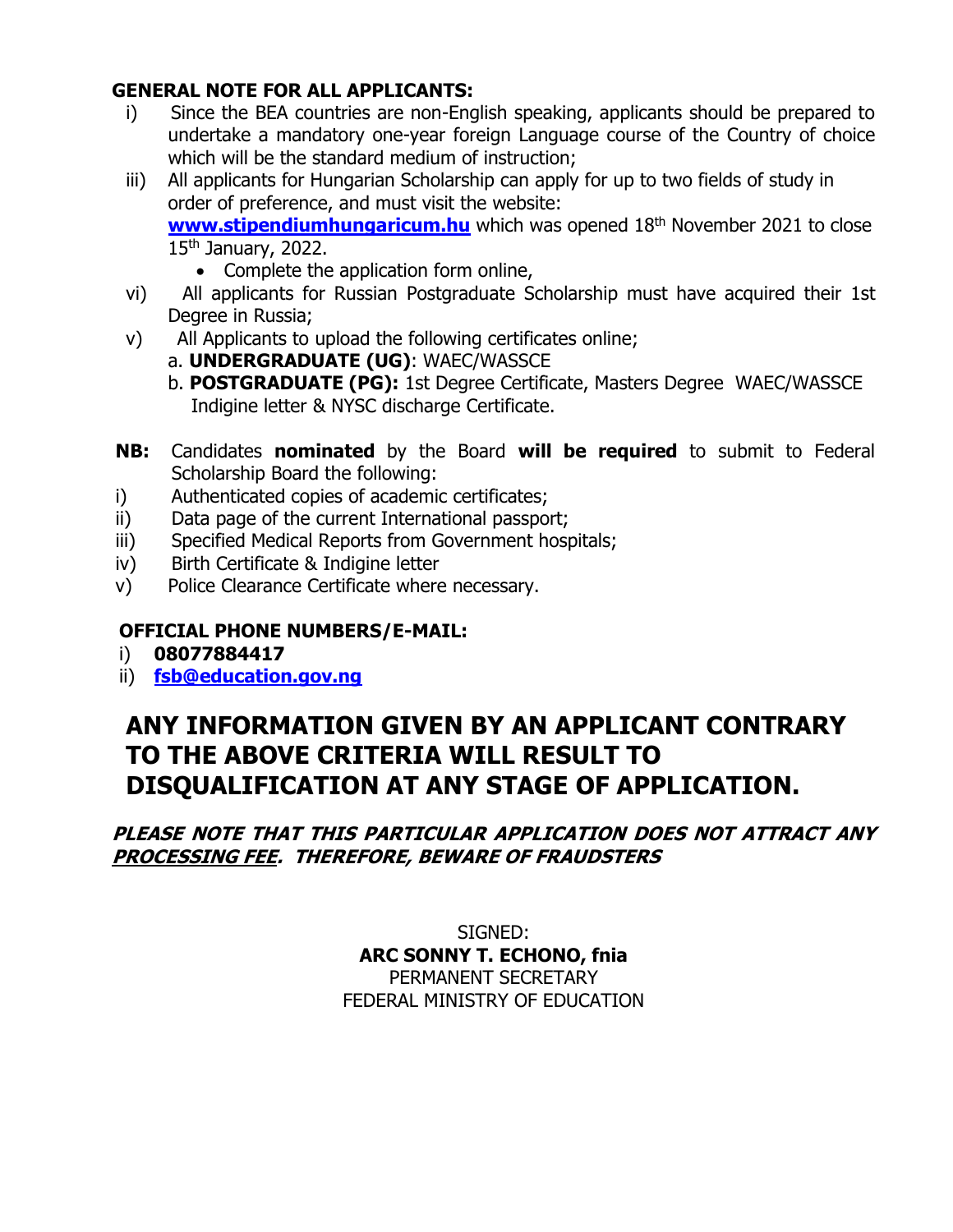**GENERAL NOTE FOR ALL APPLICANTS:**

i) Since the BEA countries are non-English speaking, applicants should be prepared to undertake a mandatory one-year foreign Language course of the Country of choice which will be the standard medium of instruction;

iii) All applicants for Hungarian Scholarship can apply for up to two fields of study in order of preference, and must visit the website: **www.stipendiumhungaricum.hu** which was opened 18th November 2021 to close 15th January, 2022.

- Complete the application form online,

vi) All applicants for Russian Postgraduate Scholarship must have acquired their 1st Degree in Russia;

v) All Applicants to upload the following certificates online;

a. **UNDERGRADUATE (UG)**: WAEC/WASSCE

b. **POSTGRADUATE (PG):** 1st Degree Certificate, Masters Degree WAEC/WASSCE Indigine letter & NYSC discharge Certificate.

**NB:** Candidates **nominated** by the Board **will be required** to submit to Federal Scholarship Board the following:

i) Authenticated copies of academic certificates;

ii) Data page of the current International passport;

iii) Specified Medical Reports from Government hospitals;

iv) Birth Certificate & Indigine letter

v) Police Clearance Certificate where necessary.

**OFFICIAL PHONE NUMBERS/E-MAIL:**

i) **08077884417**

ii) **fsb@education.gov.ng**

## ANY INFORMATION GIVEN BY AN APPLICANT CONTRARY TO THE ABOVE CRITERIA WILL RESULT TO DISQUALIFICATION AT ANY STAGE OF APPLICATION.

***PLEASE NOTE THAT THIS PARTICULAR APPLICATION DOES NOT ATTRACT ANY PROCESSING FEE. THEREFORE, BEWARE OF FRAUDSTERS***

SIGNED:

**ARC SONNY T. ECHONO, fnia**

PERMANENT SECRETARY

FEDERAL MINISTRY OF EDUCATION